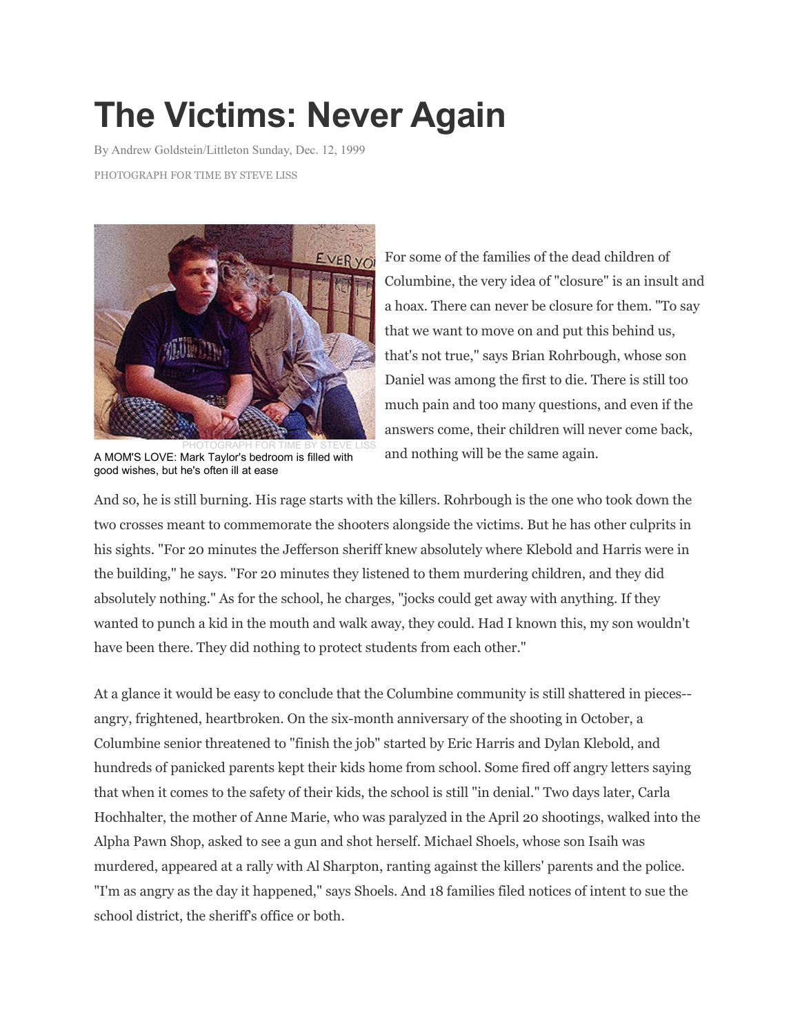# The Victims: Never Again

By Andrew Goldstein/Littleton Sunday, Dec. 12, 1999

PHOTOGRAPH FOR TIME BY STEVE LISS

PHOTOGRAPH FOR TIME BY STEVE LISS

A MOM'S LOVE: Mark Taylor's bedroom is filled with good wishes, but he's often ill at ease

For some of the families of the dead children of Columbine, the very idea of "closure" is an insult and a hoax. There can never be closure for them. "To say that we want to move on and put this behind us, that's not true," says Brian Rohrbough, whose son Daniel was among the first to die. There is still too much pain and too many questions, and even if the answers come, their children will never come back, and nothing will be the same again.

And so, he is still burning. His rage starts with the killers. Rohrbough is the one who took down the two crosses meant to commemorate the shooters alongside the victims. But he has other culprits in his sights. "For 20 minutes the Jefferson sheriff knew absolutely where Klebold and Harris were in the building," he says. "For 20 minutes they listened to them murdering children, and they did absolutely nothing." As for the school, he charges, "jocks could get away with anything. If they wanted to punch a kid in the mouth and walk away, they could. Had I known this, my son wouldn't have been there. They did nothing to protect students from each other."

At a glance it would be easy to conclude that the Columbine community is still shattered in pieces--angry, frightened, heartbroken. On the six-month anniversary of the shooting in October, a Columbine senior threatened to "finish the job" started by Eric Harris and Dylan Klebold, and hundreds of panicked parents kept their kids home from school. Some fired off angry letters saying that when it comes to the safety of their kids, the school is still "in denial." Two days later, Carla Hochhalter, the mother of Anne Marie, who was paralyzed in the April 20 shootings, walked into the Alpha Pawn Shop, asked to see a gun and shot herself. Michael Shoels, whose son Isaiah was murdered, appeared at a rally with Al Sharpton, ranting against the killers' parents and the police. "I'm as angry as the day it happened," says Shoels. And 18 families filed notices of intent to sue the school district, the sheriff's office or both.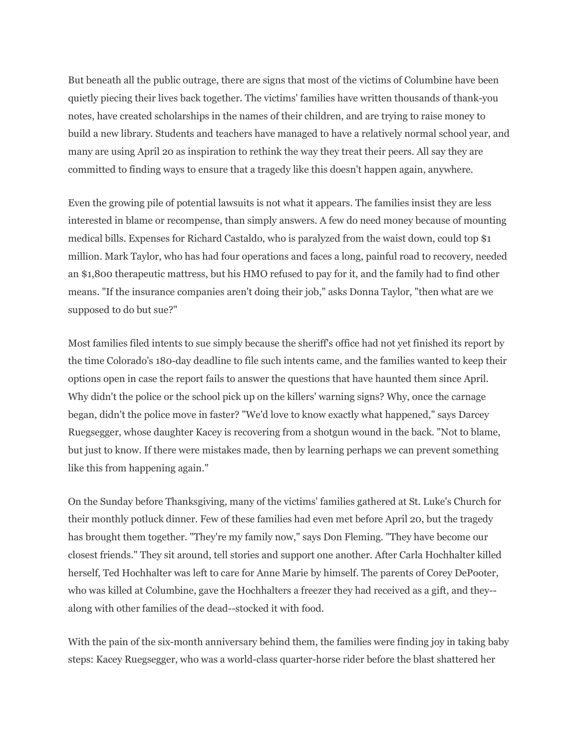But beneath all the public outrage, there are signs that most of the victims of Columbine have been quietly piecing their lives back together. The victims' families have written thousands of thank-you notes, have created scholarships in the names of their children, and are trying to raise money to build a new library. Students and teachers have managed to have a relatively normal school year, and many are using April 20 as inspiration to rethink the way they treat their peers. All say they are committed to finding ways to ensure that a tragedy like this doesn't happen again, anywhere.

Even the growing pile of potential lawsuits is not what it appears. The families insist they are less interested in blame or recompense, than simply answers. A few do need money because of mounting medical bills. Expenses for Richard Castaldo, who is paralyzed from the waist down, could top $1 million. Mark Taylor, who has had four operations and faces a long, painful road to recovery, needed an $1,800 therapeutic mattress, but his HMO refused to pay for it, and the family had to find other means. "If the insurance companies aren't doing their job," asks Donna Taylor, "then what are we supposed to do but sue?"

Most families filed intents to sue simply because the sheriff's office had not yet finished its report by the time Colorado's 180-day deadline to file such intents came, and the families wanted to keep their options open in case the report fails to answer the questions that have haunted them since April. Why didn't the police or the school pick up on the killers' warning signs? Why, once the carnage began, didn't the police move in faster? "We'd love to know exactly what happened," says Darcey Ruegsegger, whose daughter Kacey is recovering from a shotgun wound in the back. "Not to blame, but just to know. If there were mistakes made, then by learning perhaps we can prevent something like this from happening again."

On the Sunday before Thanksgiving, many of the victims' families gathered at St. Luke's Church for their monthly potluck dinner. Few of these families had even met before April 20, but the tragedy has brought them together. "They're my family now," says Don Fleming. "They have become our closest friends." They sit around, tell stories and support one another. After Carla Hochhalter killed herself, Ted Hochhalter was left to care for Anne Marie by himself. The parents of Corey DePooter, who was killed at Columbine, gave the Hochhalters a freezer they had received as a gift, and they--along with other families of the dead--stocked it with food.

With the pain of the six-month anniversary behind them, the families were finding joy in taking baby steps: Kacey Ruegsegger, who was a world-class quarter-horse rider before the blast shattered her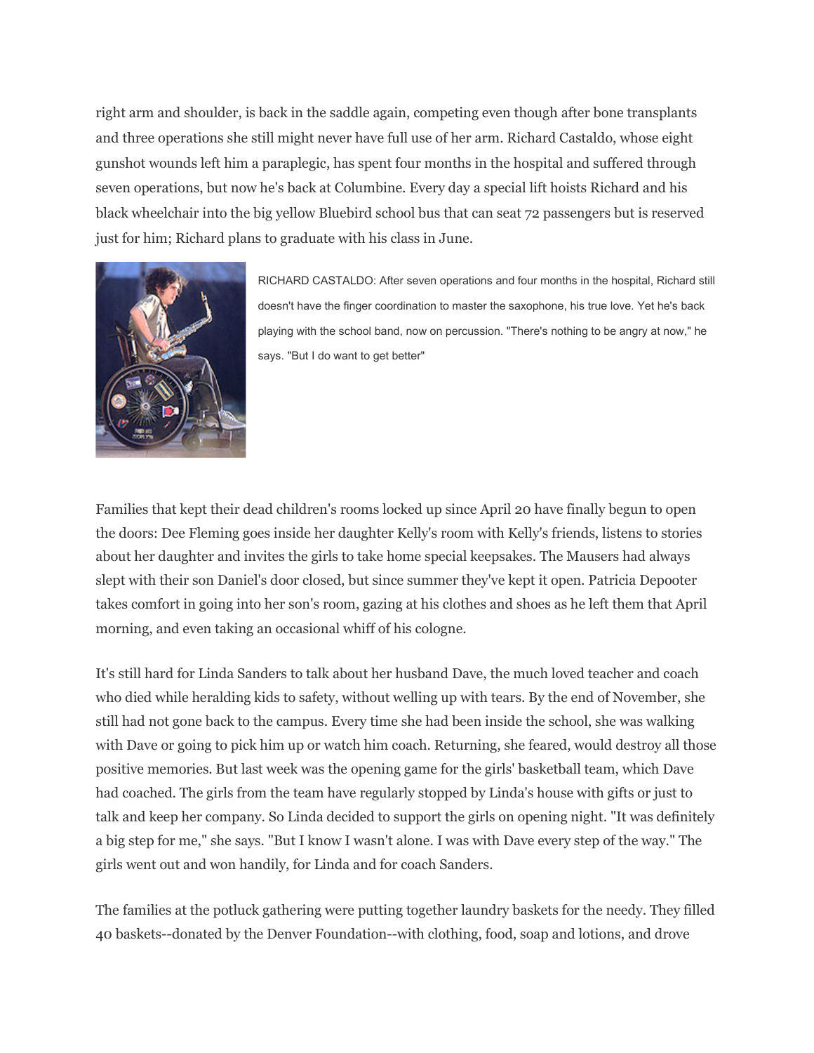right arm and shoulder, is back in the saddle again, competing even though after bone transplants and three operations she still might never have full use of her arm. Richard Castaldo, whose eight gunshot wounds left him a paraplegic, has spent four months in the hospital and suffered through seven operations, but now he's back at Columbine. Every day a special lift hoists Richard and his black wheelchair into the big yellow Bluebird school bus that can seat 72 passengers but is reserved just for him; Richard plans to graduate with his class in June.

RICHARD CASTALDO: After seven operations and four months in the hospital, Richard still doesn't have the finger coordination to master the saxophone, his true love. Yet he's back playing with the school band, now on percussion. "There's nothing to be angry at now," he says. "But I do want to get better"

Families that kept their dead children's rooms locked up since April 20 have finally begun to open the doors: Dee Fleming goes inside her daughter Kelly's room with Kelly's friends, listens to stories about her daughter and invites the girls to take home special keepsakes. The Mausers had always slept with their son Daniel's door closed, but since summer they've kept it open. Patricia Depooter takes comfort in going into her son's room, gazing at his clothes and shoes as he left them that April morning, and even taking an occasional whiff of his cologne.

It's still hard for Linda Sanders to talk about her husband Dave, the much loved teacher and coach who died while heralding kids to safety, without welling up with tears. By the end of November, she still had not gone back to the campus. Every time she had been inside the school, she was walking with Dave or going to pick him up or watch him coach. Returning, she feared, would destroy all those positive memories. But last week was the opening game for the girls' basketball team, which Dave had coached. The girls from the team have regularly stopped by Linda's house with gifts or just to talk and keep her company. So Linda decided to support the girls on opening night. "It was definitely a big step for me," she says. "But I know I wasn't alone. I was with Dave every step of the way." The girls went out and won handily, for Linda and for coach Sanders.

The families at the potluck gathering were putting together laundry baskets for the needy. They filled 40 baskets--donated by the Denver Foundation--with clothing, food, soap and lotions, and drove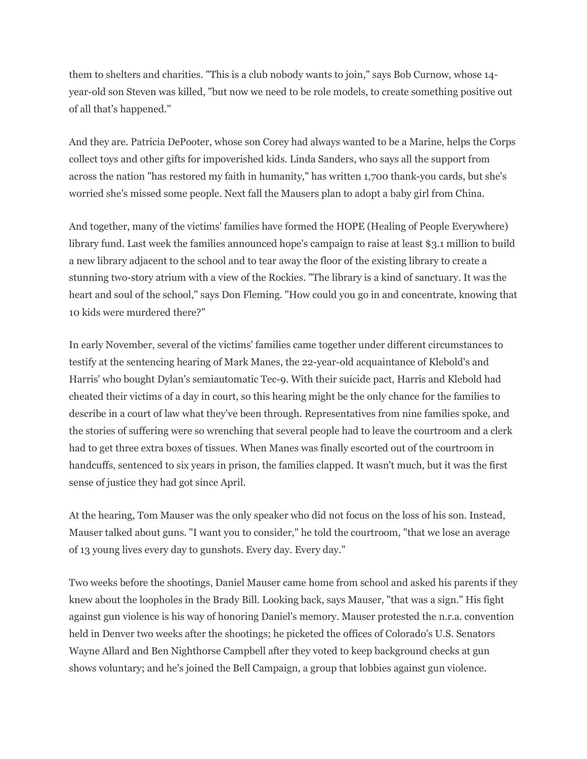them to shelters and charities. "This is a club nobody wants to join," says Bob Curnow, whose 14-year-old son Steven was killed, "but now we need to be role models, to create something positive out of all that's happened."

And they are. Patricia DePooter, whose son Corey had always wanted to be a Marine, helps the Corps collect toys and other gifts for impoverished kids. Linda Sanders, who says all the support from across the nation "has restored my faith in humanity," has written 1,700 thank-you cards, but she's worried she's missed some people. Next fall the Mausers plan to adopt a baby girl from China.

And together, many of the victims' families have formed the HOPE (Healing of People Everywhere) library fund. Last week the families announced hope's campaign to raise at least $3.1 million to build a new library adjacent to the school and to tear away the floor of the existing library to create a stunning two-story atrium with a view of the Rockies. "The library is a kind of sanctuary. It was the heart and soul of the school," says Don Fleming. "How could you go in and concentrate, knowing that 10 kids were murdered there?"

In early November, several of the victims' families came together under different circumstances to testify at the sentencing hearing of Mark Manes, the 22-year-old acquaintance of Klebold's and Harris' who bought Dylan's semiautomatic Tec-9. With their suicide pact, Harris and Klebold had cheated their victims of a day in court, so this hearing might be the only chance for the families to describe in a court of law what they've been through. Representatives from nine families spoke, and the stories of suffering were so wrenching that several people had to leave the courtroom and a clerk had to get three extra boxes of tissues. When Manes was finally escorted out of the courtroom in handcuffs, sentenced to six years in prison, the families clapped. It wasn't much, but it was the first sense of justice they had got since April.

At the hearing, Tom Mauser was the only speaker who did not focus on the loss of his son. Instead, Mauser talked about guns. "I want you to consider," he told the courtroom, "that we lose an average of 13 young lives every day to gunshots. Every day. Every day."

Two weeks before the shootings, Daniel Mauser came home from school and asked his parents if they knew about the loopholes in the Brady Bill. Looking back, says Mauser, "that was a sign." His fight against gun violence is his way of honoring Daniel's memory. Mauser protested the n.r.a. convention held in Denver two weeks after the shootings; he picketed the offices of Colorado's U.S. Senators Wayne Allard and Ben Nighthorse Campbell after they voted to keep background checks at gun shows voluntary; and he's joined the Bell Campaign, a group that lobbies against gun violence.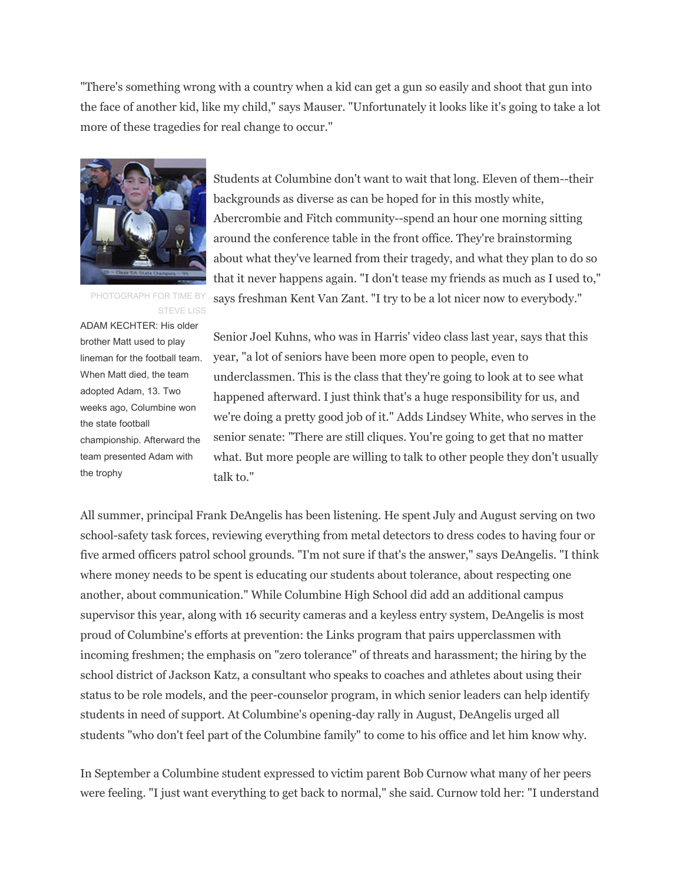"There's something wrong with a country when a kid can get a gun so easily and shoot that gun into the face of another kid, like my child," says Mauser. "Unfortunately it looks like it's going to take a lot more of these tragedies for real change to occur."

PHOTOGRAPH FOR TIME BY STEVE LISS

ADAM KECHTER: His older brother Matt used to play lineman for the football team. When Matt died, the team adopted Adam, 13. Two weeks ago, Columbine won the state football championship. Afterward the team presented Adam with the trophy

Students at Columbine don't want to wait that long. Eleven of them--their backgrounds as diverse as can be hoped for in this mostly white, Abercrombie and Fitch community--spend an hour one morning sitting around the conference table in the front office. They're brainstorming about what they've learned from their tragedy, and what they plan to do so that it never happens again. "I don't tease my friends as much as I used to," says freshman Kent Van Zant. "I try to be a lot nicer now to everybody."

Senior Joel Kuhns, who was in Harris' video class last year, says that this year, "a lot of seniors have been more open to people, even to underclassmen. This is the class that they're going to look at to see what happened afterward. I just think that's a huge responsibility for us, and we're doing a pretty good job of it." Adds Lindsey White, who serves in the senior senate: "There are still cliques. You're going to get that no matter what. But more people are willing to talk to other people they don't usually talk to."

All summer, principal Frank DeAngelis has been listening. He spent July and August serving on two school-safety task forces, reviewing everything from metal detectors to dress codes to having four or five armed officers patrol school grounds. "I'm not sure if that's the answer," says DeAngelis. "I think where money needs to be spent is educating our students about tolerance, about respecting one another, about communication." While Columbine High School did add an additional campus supervisor this year, along with 16 security cameras and a keyless entry system, DeAngelis is most proud of Columbine's efforts at prevention: the Links program that pairs upperclassmen with incoming freshmen; the emphasis on "zero tolerance" of threats and harassment; the hiring by the school district of Jackson Katz, a consultant who speaks to coaches and athletes about using their status to be role models, and the peer-counselor program, in which senior leaders can help identify students in need of support. At Columbine's opening-day rally in August, DeAngelis urged all students "who don't feel part of the Columbine family" to come to his office and let him know why.

In September a Columbine student expressed to victim parent Bob Curnow what many of her peers were feeling. "I just want everything to get back to normal," she said. Curnow told her: "I understand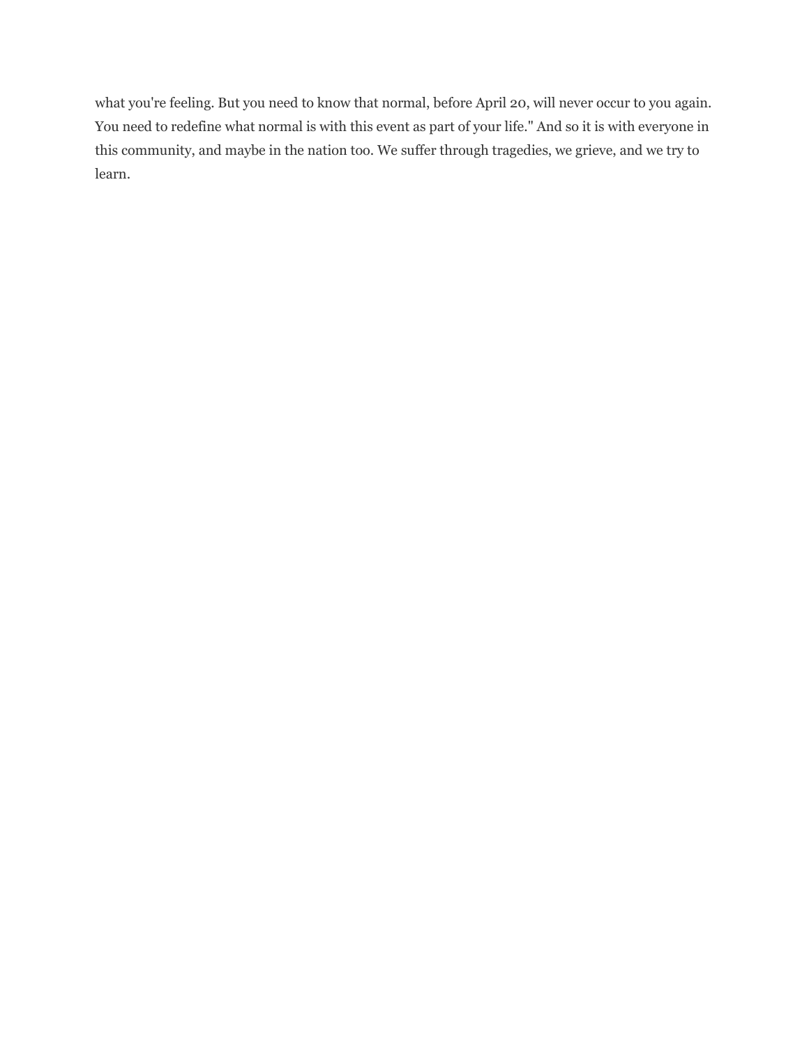what you're feeling. But you need to know that normal, before April 20, will never occur to you again. You need to redefine what normal is with this event as part of your life." And so it is with everyone in this community, and maybe in the nation too. We suffer through tragedies, we grieve, and we try to learn.